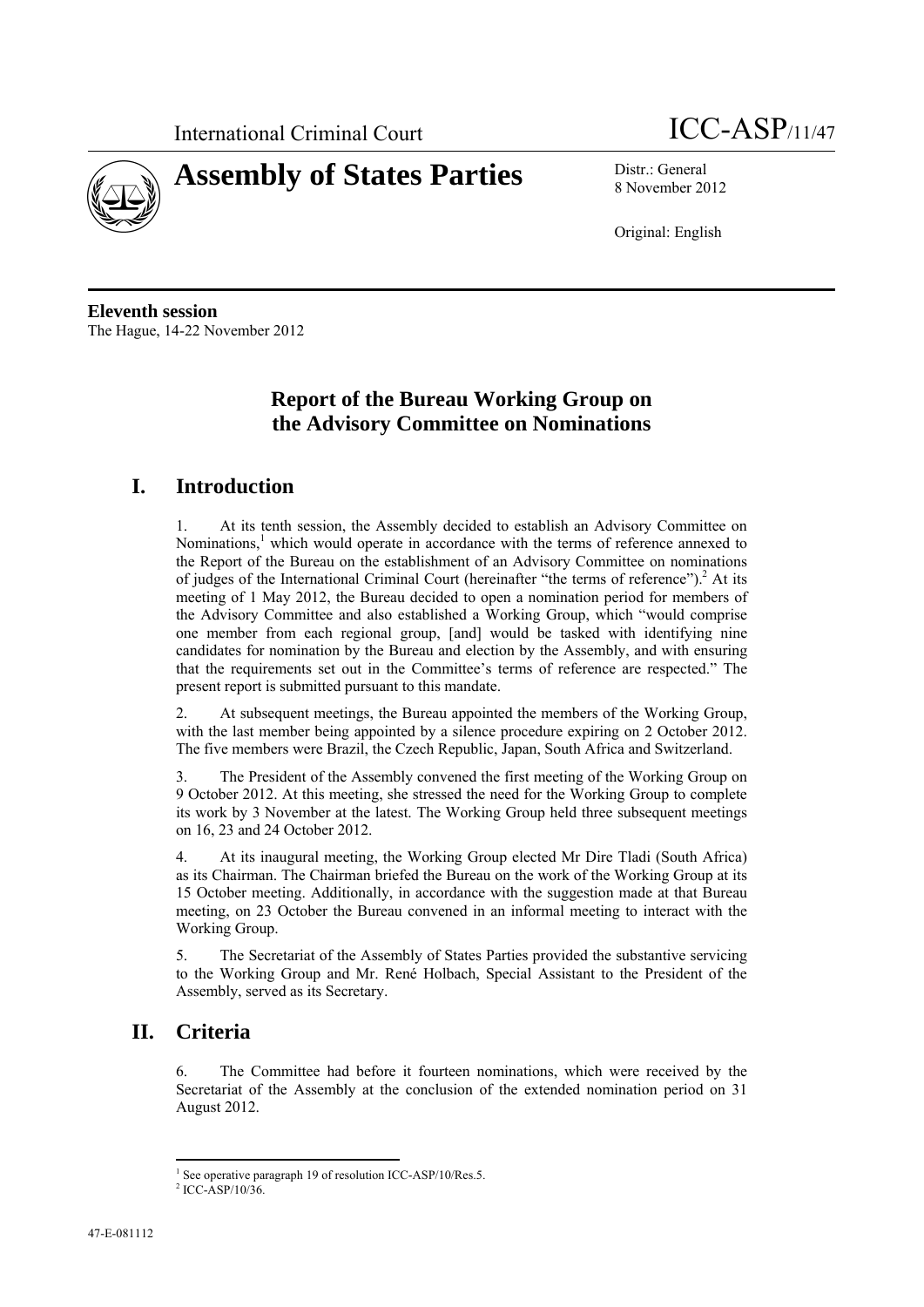International Criminal Court

ICC-ASP/11/47

# Assembly of States Parties

Distr.: General
8 November 2012

Original: English

**Eleventh session**
The Hague, 14-22 November 2012

## Report of the Bureau Working Group on the Advisory Committee on Nominations

## I. Introduction

1. At its tenth session, the Assembly decided to establish an Advisory Committee on Nominations,[1] which would operate in accordance with the terms of reference annexed to the Report of the Bureau on the establishment of an Advisory Committee on nominations of judges of the International Criminal Court (hereinafter "the terms of reference").[2] At its meeting of 1 May 2012, the Bureau decided to open a nomination period for members of the Advisory Committee and also established a Working Group, which "would comprise one member from each regional group, [and] would be tasked with identifying nine candidates for nomination by the Bureau and election by the Assembly, and with ensuring that the requirements set out in the Committee's terms of reference are respected." The present report is submitted pursuant to this mandate.

2. At subsequent meetings, the Bureau appointed the members of the Working Group, with the last member being appointed by a silence procedure expiring on 2 October 2012. The five members were Brazil, the Czech Republic, Japan, South Africa and Switzerland.

3. The President of the Assembly convened the first meeting of the Working Group on 9 October 2012. At this meeting, she stressed the need for the Working Group to complete its work by 3 November at the latest. The Working Group held three subsequent meetings on 16, 23 and 24 October 2012.

4. At its inaugural meeting, the Working Group elected Mr Dire Tladi (South Africa) as its Chairman. The Chairman briefed the Bureau on the work of the Working Group at its 15 October meeting. Additionally, in accordance with the suggestion made at that Bureau meeting, on 23 October the Bureau convened in an informal meeting to interact with the Working Group.

5. The Secretariat of the Assembly of States Parties provided the substantive servicing to the Working Group and Mr. René Holbach, Special Assistant to the President of the Assembly, served as its Secretary.

## II. Criteria

6. The Committee had before it fourteen nominations, which were received by the Secretariat of the Assembly at the conclusion of the extended nomination period on 31 August 2012.

[1] See operative paragraph 19 of resolution ICC-ASP/10/Res.5.

[2] ICC-ASP/10/36.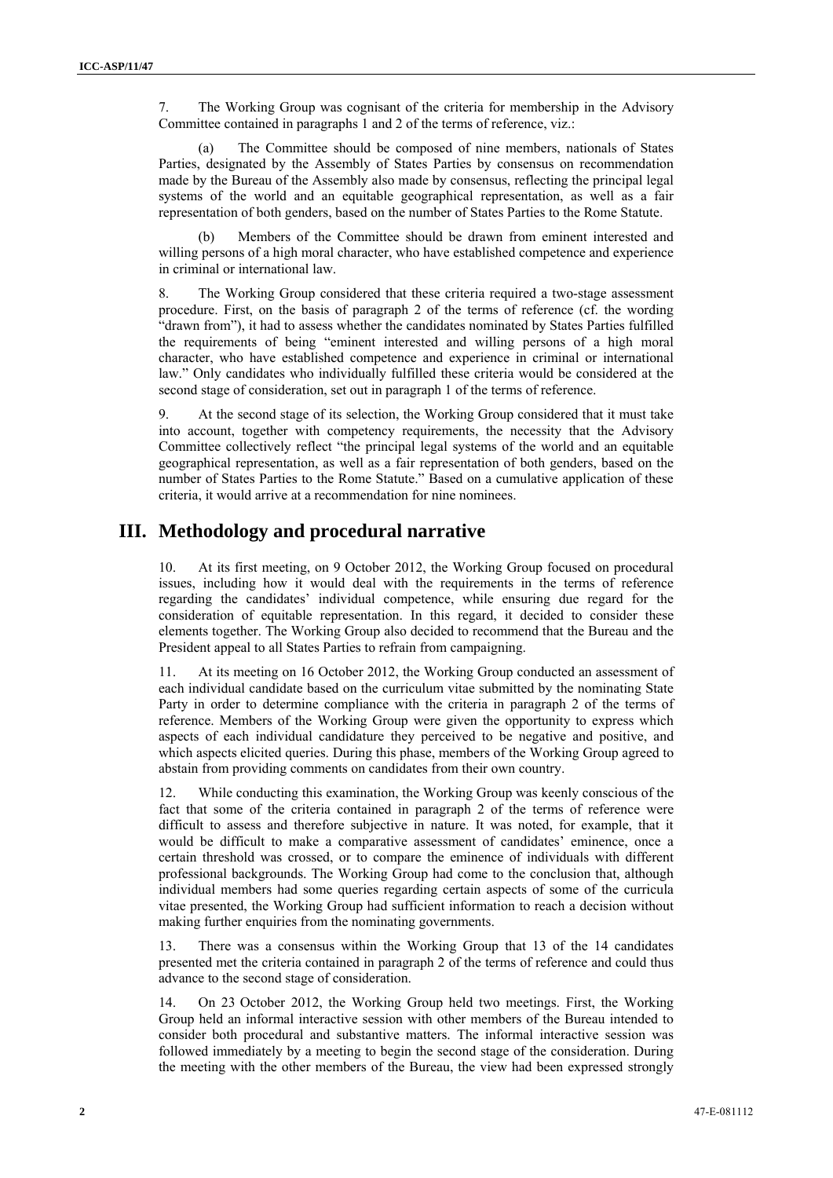7. The Working Group was cognisant of the criteria for membership in the Advisory Committee contained in paragraphs 1 and 2 of the terms of reference, viz.:

(a) The Committee should be composed of nine members, nationals of States Parties, designated by the Assembly of States Parties by consensus on recommendation made by the Bureau of the Assembly also made by consensus, reflecting the principal legal systems of the world and an equitable geographical representation, as well as a fair representation of both genders, based on the number of States Parties to the Rome Statute.

(b) Members of the Committee should be drawn from eminent interested and willing persons of a high moral character, who have established competence and experience in criminal or international law.

8. The Working Group considered that these criteria required a two-stage assessment procedure. First, on the basis of paragraph 2 of the terms of reference (cf. the wording "drawn from"), it had to assess whether the candidates nominated by States Parties fulfilled the requirements of being "eminent interested and willing persons of a high moral character, who have established competence and experience in criminal or international law." Only candidates who individually fulfilled these criteria would be considered at the second stage of consideration, set out in paragraph 1 of the terms of reference.

9. At the second stage of its selection, the Working Group considered that it must take into account, together with competency requirements, the necessity that the Advisory Committee collectively reflect "the principal legal systems of the world and an equitable geographical representation, as well as a fair representation of both genders, based on the number of States Parties to the Rome Statute." Based on a cumulative application of these criteria, it would arrive at a recommendation for nine nominees.

# III. Methodology and procedural narrative

10. At its first meeting, on 9 October 2012, the Working Group focused on procedural issues, including how it would deal with the requirements in the terms of reference regarding the candidates' individual competence, while ensuring due regard for the consideration of equitable representation. In this regard, it decided to consider these elements together. The Working Group also decided to recommend that the Bureau and the President appeal to all States Parties to refrain from campaigning.

11. At its meeting on 16 October 2012, the Working Group conducted an assessment of each individual candidate based on the curriculum vitae submitted by the nominating State Party in order to determine compliance with the criteria in paragraph 2 of the terms of reference. Members of the Working Group were given the opportunity to express which aspects of each individual candidature they perceived to be negative and positive, and which aspects elicited queries. During this phase, members of the Working Group agreed to abstain from providing comments on candidates from their own country.

12. While conducting this examination, the Working Group was keenly conscious of the fact that some of the criteria contained in paragraph 2 of the terms of reference were difficult to assess and therefore subjective in nature. It was noted, for example, that it would be difficult to make a comparative assessment of candidates' eminence, once a certain threshold was crossed, or to compare the eminence of individuals with different professional backgrounds. The Working Group had come to the conclusion that, although individual members had some queries regarding certain aspects of some of the curricula vitae presented, the Working Group had sufficient information to reach a decision without making further enquiries from the nominating governments.

13. There was a consensus within the Working Group that 13 of the 14 candidates presented met the criteria contained in paragraph 2 of the terms of reference and could thus advance to the second stage of consideration.

14. On 23 October 2012, the Working Group held two meetings. First, the Working Group held an informal interactive session with other members of the Bureau intended to consider both procedural and substantive matters. The informal interactive session was followed immediately by a meeting to begin the second stage of the consideration. During the meeting with the other members of the Bureau, the view had been expressed strongly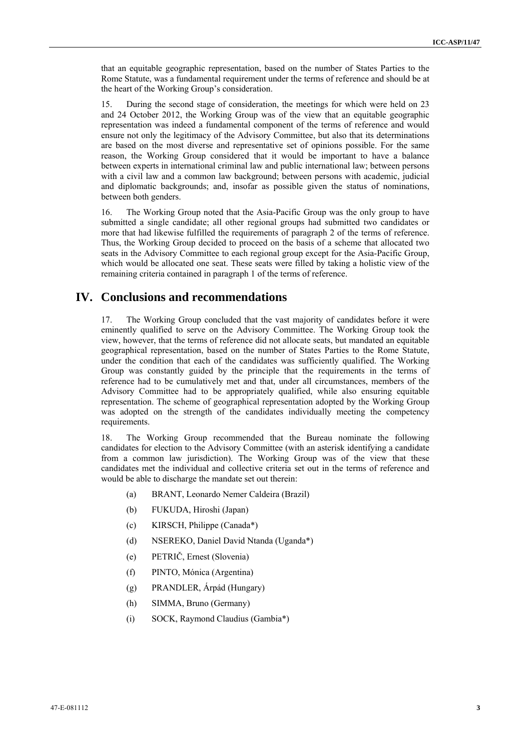that an equitable geographic representation, based on the number of States Parties to the Rome Statute, was a fundamental requirement under the terms of reference and should be at the heart of the Working Group's consideration.

15. During the second stage of consideration, the meetings for which were held on 23 and 24 October 2012, the Working Group was of the view that an equitable geographic representation was indeed a fundamental component of the terms of reference and would ensure not only the legitimacy of the Advisory Committee, but also that its determinations are based on the most diverse and representative set of opinions possible. For the same reason, the Working Group considered that it would be important to have a balance between experts in international criminal law and public international law; between persons with a civil law and a common law background; between persons with academic, judicial and diplomatic backgrounds; and, insofar as possible given the status of nominations, between both genders.

16. The Working Group noted that the Asia-Pacific Group was the only group to have submitted a single candidate; all other regional groups had submitted two candidates or more that had likewise fulfilled the requirements of paragraph 2 of the terms of reference. Thus, the Working Group decided to proceed on the basis of a scheme that allocated two seats in the Advisory Committee to each regional group except for the Asia-Pacific Group, which would be allocated one seat. These seats were filled by taking a holistic view of the remaining criteria contained in paragraph 1 of the terms of reference.

# IV. Conclusions and recommendations

17. The Working Group concluded that the vast majority of candidates before it were eminently qualified to serve on the Advisory Committee. The Working Group took the view, however, that the terms of reference did not allocate seats, but mandated an equitable geographical representation, based on the number of States Parties to the Rome Statute, under the condition that each of the candidates was sufficiently qualified. The Working Group was constantly guided by the principle that the requirements in the terms of reference had to be cumulatively met and that, under all circumstances, members of the Advisory Committee had to be appropriately qualified, while also ensuring equitable representation. The scheme of geographical representation adopted by the Working Group was adopted on the strength of the candidates individually meeting the competency requirements.

18. The Working Group recommended that the Bureau nominate the following candidates for election to the Advisory Committee (with an asterisk identifying a candidate from a common law jurisdiction). The Working Group was of the view that these candidates met the individual and collective criteria set out in the terms of reference and would be able to discharge the mandate set out therein:

(a) BRANT, Leonardo Nemer Caldeira (Brazil)

(b) FUKUDA, Hiroshi (Japan)

(c) KIRSCH, Philippe (Canada*)

(d) NSEREKO, Daniel David Ntanda (Uganda*)

(e) PETRIČ, Ernest (Slovenia)

(f) PINTO, Mónica (Argentina)

(g) PRANDLER, Árpád (Hungary)

(h) SIMMA, Bruno (Germany)

(i) SOCK, Raymond Claudius (Gambia*)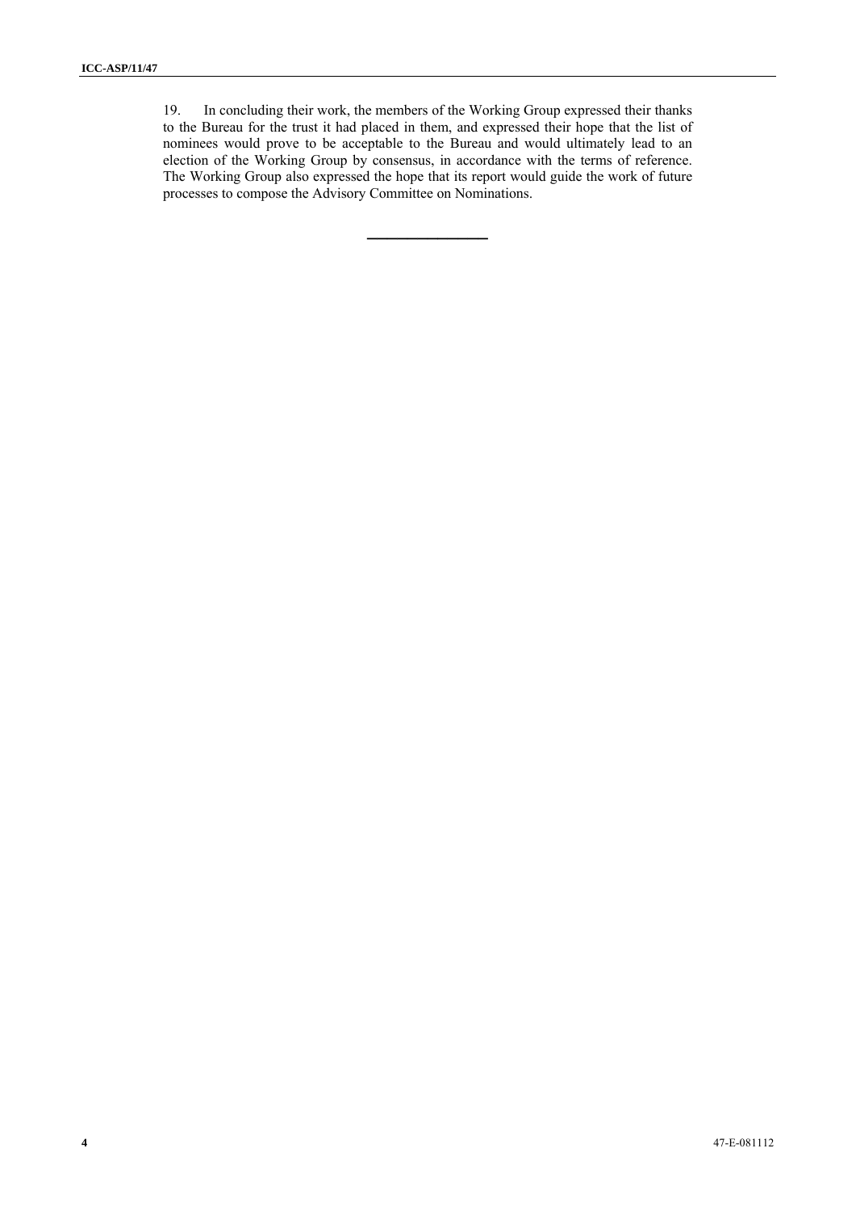19. In concluding their work, the members of the Working Group expressed their thanks to the Bureau for the trust it had placed in them, and expressed their hope that the list of nominees would prove to be acceptable to the Bureau and would ultimately lead to an election of the Working Group by consensus, in accordance with the terms of reference. The Working Group also expressed the hope that its report would guide the work of future processes to compose the Advisory Committee on Nominations.

---